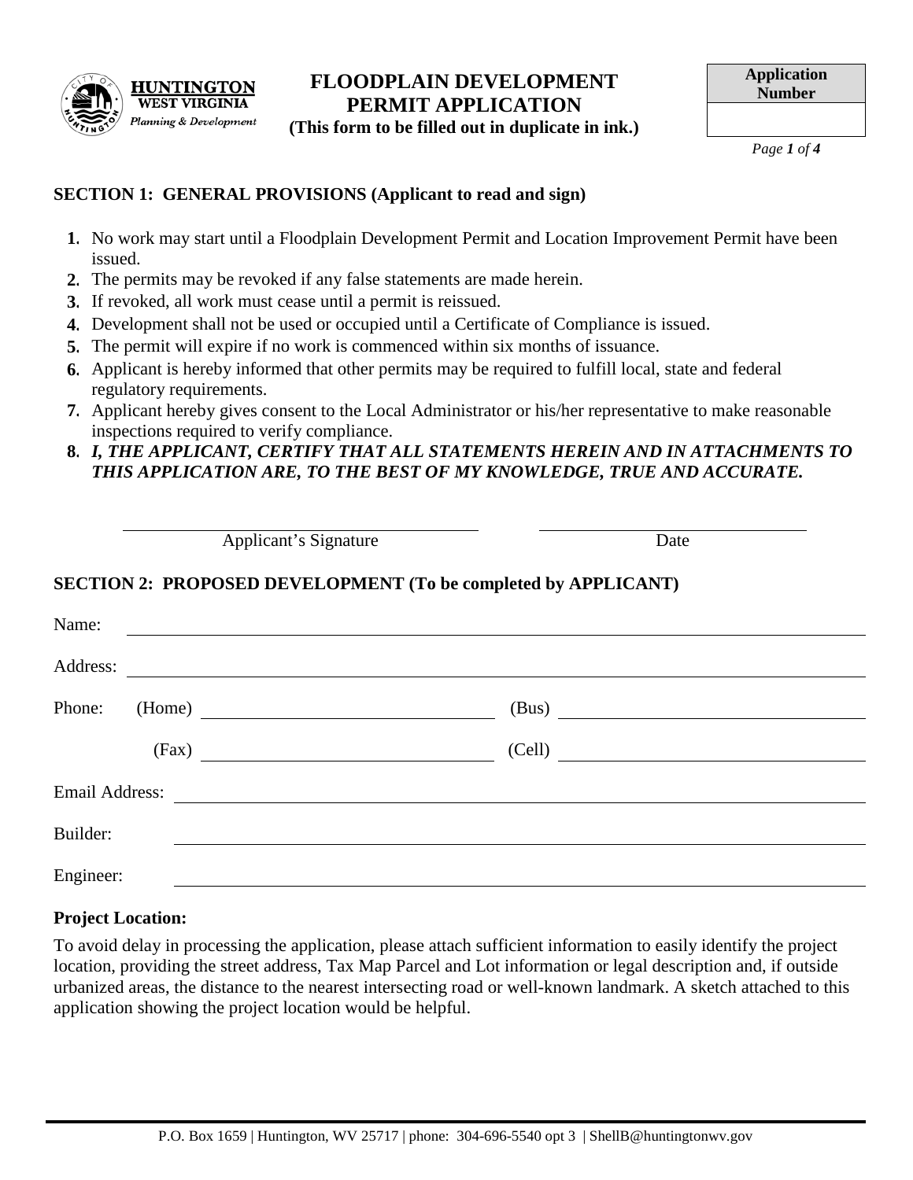HUNTINGTON WEST VIRGINIA
Planning & Development

# FLOODPLAIN DEVELOPMENT PERMIT APPLICATION

**(This form to be filled out in duplicate in ink.)**

| Application Number |
| --- |
| |

## SECTION 1: GENERAL PROVISIONS (Applicant to read and sign)

1. No work may start until a Floodplain Development Permit and Location Improvement Permit have been issued.
2. The permits may be revoked if any false statements are made herein.
3. If revoked, all work must cease until a permit is reissued.
4. Development shall not be used or occupied until a Certificate of Compliance is issued.
5. The permit will expire if no work is commenced within six months of issuance.
6. Applicant is hereby informed that other permits may be required to fulfill local, state and federal regulatory requirements.
7. Applicant hereby gives consent to the Local Administrator or his/her representative to make reasonable inspections required to verify compliance.
8. ***I, THE APPLICANT, CERTIFY THAT ALL STATEMENTS HEREIN AND IN ATTACHMENTS TO THIS APPLICATION ARE, TO THE BEST OF MY KNOWLEDGE, TRUE AND ACCURATE.***

_______________________________ Applicant's Signature

_______________________________ Date

## SECTION 2: PROPOSED DEVELOPMENT (To be completed by APPLICANT)

Name: _______________________________

Address: _______________________________

Phone: (Home) _______________________________ (Bus) _______________________________

(Fax) _______________________________ (Cell) _______________________________

Email Address: _______________________________

Builder: _______________________________

Engineer: _______________________________

**Project Location:**

To avoid delay in processing the application, please attach sufficient information to easily identify the project location, providing the street address, Tax Map Parcel and Lot information or legal description and, if outside urbanized areas, the distance to the nearest intersecting road or well-known landmark. A sketch attached to this application showing the project location would be helpful.

P.O. Box 1659 | Huntington, WV 25717 | phone: 304-696-5540 opt 3 | ShellB@huntingtonwv.gov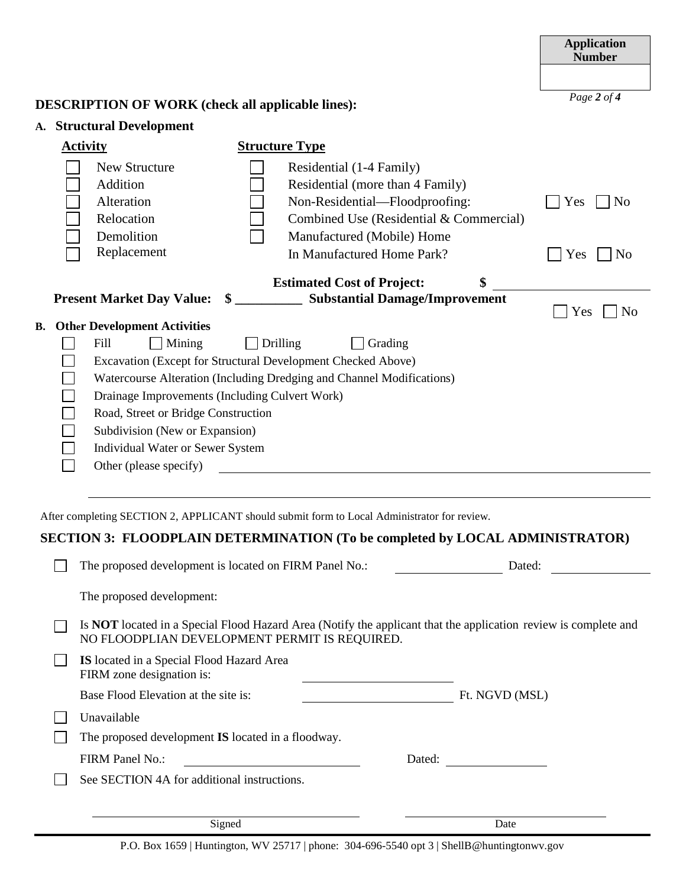| Application Number |
| --- |
| |

## DESCRIPTION OF WORK (check all applicable lines):

### A. Structural Development

| Activity | Structure Type | |
| --- | --- | --- |
| ☐ New Structure | ☐ Residential (1-4 Family) | |
| ☐ Addition | ☐ Residential (more than 4 Family) | |
| ☐ Alteration | ☐ Non-Residential—Floodproofing: | ☐ Yes ☐ No |
| ☐ Relocation | ☐ Combined Use (Residential & Commercial) | |
| ☐ Demolition | ☐ Manufactured (Mobile) Home | |
| ☐ Replacement | In Manufactured Home Park? | ☐ Yes ☐ No |

**Estimated Cost of Project: $** ____________________

**Present Market Day Value: $ __________ Substantial Damage/Improvement** ☐ Yes ☐ No

### B. Other Development Activities

- ☐ Fill ☐ Mining ☐ Drilling ☐ Grading
- ☐ Excavation (Except for Structural Development Checked Above)
- ☐ Watercourse Alteration (Including Dredging and Channel Modifications)
- ☐ Drainage Improvements (Including Culvert Work)
- ☐ Road, Street or Bridge Construction
- ☐ Subdivision (New or Expansion)
- ☐ Individual Water or Sewer System
- ☐ Other (please specify) ____________________________________________

____________________________________________

After completing SECTION 2, APPLICANT should submit form to Local Administrator for review.

## SECTION 3: FLOODPLAIN DETERMINATION (To be completed by LOCAL ADMINISTRATOR)

☐ The proposed development is located on FIRM Panel No.: ______________ Dated: ______________

The proposed development:

☐ Is **NOT** located in a Special Flood Hazard Area (Notify the applicant that the application review is complete and NO FLOODPLIAN DEVELOPMENT PERMIT IS REQUIRED.

☐ **IS** located in a Special Flood Hazard Area
FIRM zone designation is: ______________

Base Flood Elevation at the site is: ______________ Ft. NGVD (MSL)

☐ Unavailable

☐ The proposed development **IS** located in a floodway.

FIRM Panel No.: ______________ Dated: ______________

☐ See SECTION 4A for additional instructions.

______________________________ ______________________________
Signed Date

P.O. Box 1659 | Huntington, WV 25717 | phone: 304-696-5540 opt 3 | ShellB@huntingtonwv.gov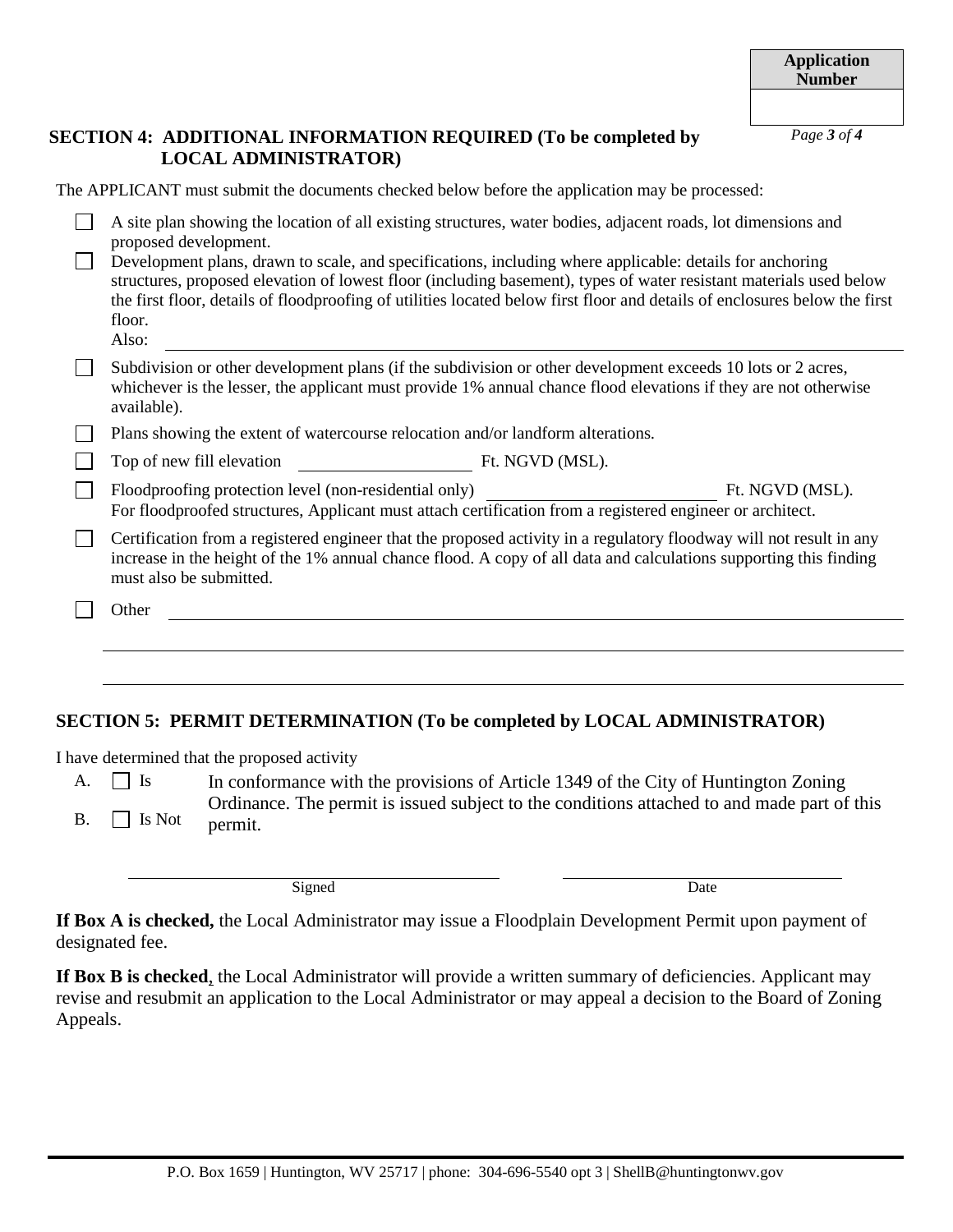| Application Number |
|---|
| |

## SECTION 4: ADDITIONAL INFORMATION REQUIRED (To be completed by LOCAL ADMINISTRATOR)

The APPLICANT must submit the documents checked below before the application may be processed:

- ☐ A site plan showing the location of all existing structures, water bodies, adjacent roads, lot dimensions and proposed development.
- ☐ Development plans, drawn to scale, and specifications, including where applicable: details for anchoring structures, proposed elevation of lowest floor (including basement), types of water resistant materials used below the first floor, details of floodproofing of utilities located below first floor and details of enclosures below the first floor.
  Also: ____________________
- ☐ Subdivision or other development plans (if the subdivision or other development exceeds 10 lots or 2 acres, whichever is the lesser, the applicant must provide 1% annual chance flood elevations if they are not otherwise available).
- ☐ Plans showing the extent of watercourse relocation and/or landform alterations.
- ☐ Top of new fill elevation ____________ Ft. NGVD (MSL).
- ☐ Floodproofing protection level (non-residential only) ____________ Ft. NGVD (MSL).
  For floodproofed structures, Applicant must attach certification from a registered engineer or architect.
- ☐ Certification from a registered engineer that the proposed activity in a regulatory floodway will not result in any increase in the height of the 1% annual chance flood. A copy of all data and calculations supporting this finding must also be submitted.
- ☐ Other ____________________

## SECTION 5: PERMIT DETERMINATION (To be completed by LOCAL ADMINISTRATOR)

I have determined that the proposed activity

A. ☐ Is
B. ☐ Is Not

In conformance with the provisions of Article 1349 of the City of Huntington Zoning Ordinance. The permit is issued subject to the conditions attached to and made part of this permit.

____________________ Signed

____________________ Date

**If Box A is checked,** the Local Administrator may issue a Floodplain Development Permit upon payment of designated fee.

**If Box B is checked**, the Local Administrator will provide a written summary of deficiencies. Applicant may revise and resubmit an application to the Local Administrator or may appeal a decision to the Board of Zoning Appeals.

P.O. Box 1659 | Huntington, WV 25717 | phone: 304-696-5540 opt 3 | ShellB@huntingtonwv.gov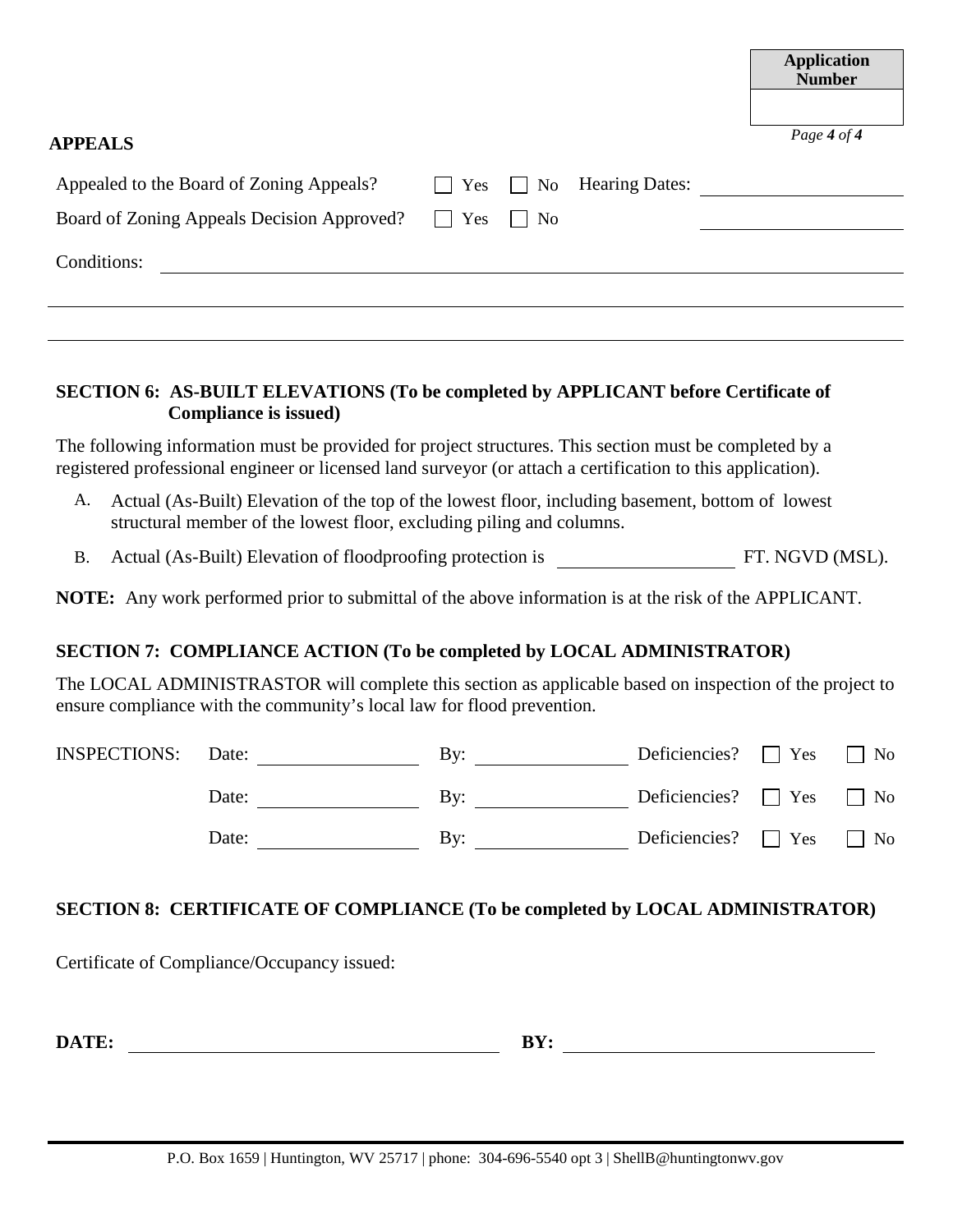| Application Number |
| --- |
| |

## APPEALS

Appealed to the Board of Zoning Appeals? ☐ Yes ☐ No Hearing Dates: ____________________

Board of Zoning Appeals Decision Approved? ☐ Yes ☐ No ____________________

Conditions: ____________________________________________________________

______________________________________________________________________

______________________________________________________________________

## SECTION 6: AS-BUILT ELEVATIONS (To be completed by APPLICANT before Certificate of Compliance is issued)

The following information must be provided for project structures. This section must be completed by a registered professional engineer or licensed land surveyor (or attach a certification to this application).

A. Actual (As-Built) Elevation of the top of the lowest floor, including basement, bottom of lowest structural member of the lowest floor, excluding piling and columns.

B. Actual (As-Built) Elevation of floodproofing protection is ____________________ FT. NGVD (MSL).

**NOTE:** Any work performed prior to submittal of the above information is at the risk of the APPLICANT.

## SECTION 7: COMPLIANCE ACTION (To be completed by LOCAL ADMINISTRATOR)

The LOCAL ADMINISTRASTOR will complete this section as applicable based on inspection of the project to ensure compliance with the community's local law for flood prevention.

| | | | |
| --- | --- | --- | --- |
| INSPECTIONS: | Date: ____________ | By: ____________ | Deficiencies? ☐ Yes ☐ No |
| | Date: ____________ | By: ____________ | Deficiencies? ☐ Yes ☐ No |
| | Date: ____________ | By: ____________ | Deficiencies? ☐ Yes ☐ No |

## SECTION 8: CERTIFICATE OF COMPLIANCE (To be completed by LOCAL ADMINISTRATOR)

Certificate of Compliance/Occupancy issued:

**DATE:** ______________________________ **BY:** ______________________________

P.O. Box 1659 | Huntington, WV 25717 | phone: 304-696-5540 opt 3 | ShellB@huntingtonwv.gov